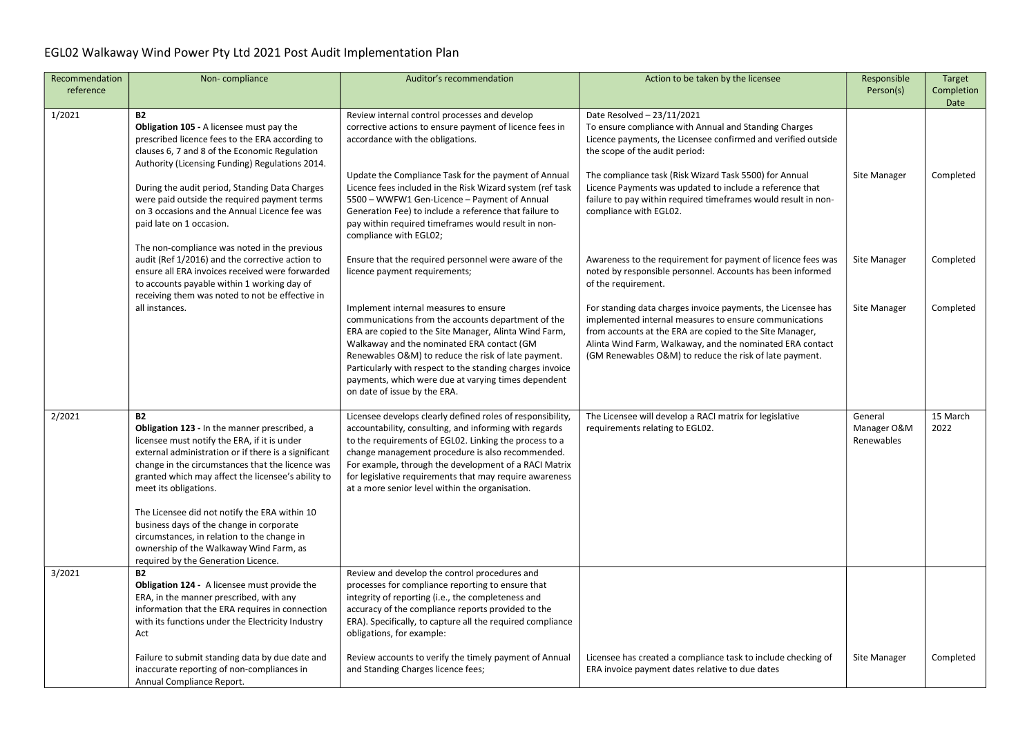# EGL02 Walkaway Wind Power Pty Ltd 2021 Post Audit Implementation Plan

| Recommendation reference | Non- compliance | Auditor's recommendation | Action to be taken by the licensee | Responsible Person(s) | Target Completion Date |
|---|---|---|---|---|---|
| 1/2021 | **B2**<br>**Obligation 105 -** A licensee must pay the prescribed licence fees to the ERA according to clauses 6, 7 and 8 of the Economic Regulation Authority (Licensing Funding) Regulations 2014.<br><br>During the audit period, Standing Data Charges were paid outside the required payment terms on 3 occasions and the Annual Licence fee was paid late on 1 occasion.<br><br>The non-compliance was noted in the previous audit (Ref 1/2016) and the corrective action to ensure all ERA invoices received were forwarded to accounts payable within 1 working day of receiving them was noted to not be effective in all instances. | Review internal control processes and develop corrective actions to ensure payment of licence fees in accordance with the obligations. | Date Resolved – 23/11/2021<br>To ensure compliance with Annual and Standing Charges Licence payments, the Licensee confirmed and verified outside the scope of the audit period: | | |
| | | Update the Compliance Task for the payment of Annual Licence fees included in the Risk Wizard system (ref task 5500 – WWFW1 Gen-Licence – Payment of Annual Generation Fee) to include a reference that failure to pay within required timeframes would result in non-compliance with EGL02; | The compliance task (Risk Wizard Task 5500) for Annual Licence Payments was updated to include a reference that failure to pay within required timeframes would result in non-compliance with EGL02. | Site Manager | Completed |
| | | Ensure that the required personnel were aware of the licence payment requirements; | Awareness to the requirement for payment of licence fees was noted by responsible personnel. Accounts has been informed of the requirement. | Site Manager | Completed |
| | | Implement internal measures to ensure communications from the accounts department of the ERA are copied to the Site Manager, Alinta Wind Farm, Walkaway and the nominated ERA contact (GM Renewables O&M) to reduce the risk of late payment. Particularly with respect to the standing charges invoice payments, which were due at varying times dependent on date of issue by the ERA. | For standing data charges invoice payments, the Licensee has implemented internal measures to ensure communications from accounts at the ERA are copied to the Site Manager, Alinta Wind Farm, Walkaway, and the nominated ERA contact (GM Renewables O&M) to reduce the risk of late payment. | Site Manager | Completed |
| 2/2021 | **B2**<br>**Obligation 123 -** In the manner prescribed, a licensee must notify the ERA, if it is under external administration or if there is a significant change in the circumstances that the licence was granted which may affect the licensee's ability to meet its obligations.<br><br>The Licensee did not notify the ERA within 10 business days of the change in corporate circumstances, in relation to the change in ownership of the Walkaway Wind Farm, as required by the Generation Licence. | Licensee develops clearly defined roles of responsibility, accountability, consulting, and informing with regards to the requirements of EGL02. Linking the process to a change management procedure is also recommended. For example, through the development of a RACI Matrix for legislative requirements that may require awareness at a more senior level within the organisation. | The Licensee will develop a RACI matrix for legislative requirements relating to EGL02. | General Manager O&M Renewables | 15 March 2022 |
| 3/2021 | **B2**<br>**Obligation 124 -** A licensee must provide the ERA, in the manner prescribed, with any information that the ERA requires in connection with its functions under the Electricity Industry Act<br><br>Failure to submit standing data by due date and inaccurate reporting of non-compliances in Annual Compliance Report. | Review and develop the control procedures and processes for compliance reporting to ensure that integrity of reporting (i.e., the completeness and accuracy of the compliance reports provided to the ERA). Specifically, to capture all the required compliance obligations, for example:<br><br>Review accounts to verify the timely payment of Annual and Standing Charges licence fees; | Licensee has created a compliance task to include checking of ERA invoice payment dates relative to due dates | Site Manager | Completed |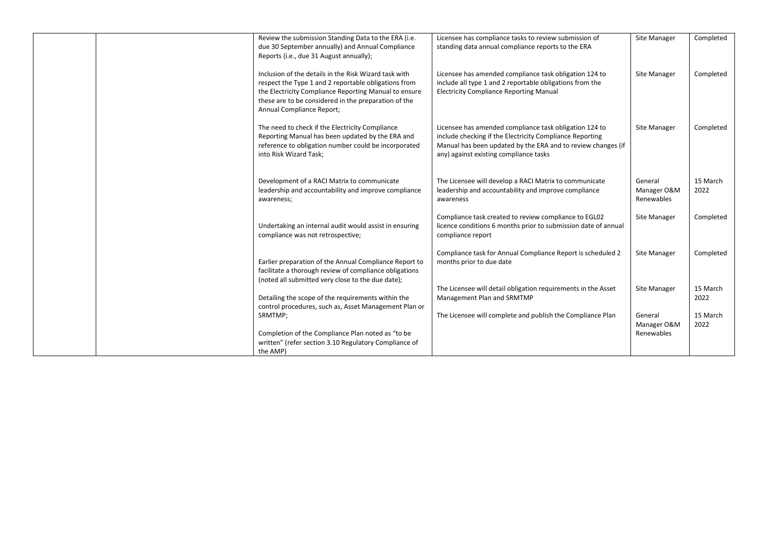| | | | | | |
|---|---|---|---|---|---|
| | | Review the submission Standing Data to the ERA (i.e. due 30 September annually) and Annual Compliance Reports (i.e., due 31 August annually); | Licensee has compliance tasks to review submission of standing data annual compliance reports to the ERA | Site Manager | Completed |
| | | Inclusion of the details in the Risk Wizard task with respect the Type 1 and 2 reportable obligations from the Electricity Compliance Reporting Manual to ensure these are to be considered in the preparation of the Annual Compliance Report; | Licensee has amended compliance task obligation 124 to include all type 1 and 2 reportable obligations from the Electricity Compliance Reporting Manual | Site Manager | Completed |
| | | The need to check if the Electricity Compliance Reporting Manual has been updated by the ERA and reference to obligation number could be incorporated into Risk Wizard Task; | Licensee has amended compliance task obligation 124 to include checking if the Electricity Compliance Reporting Manual has been updated by the ERA and to review changes (if any) against existing compliance tasks | Site Manager | Completed |
| | | Development of a RACI Matrix to communicate leadership and accountability and improve compliance awareness; | The Licensee will develop a RACI Matrix to communicate leadership and accountability and improve compliance awareness | General Manager O&M Renewables | 15 March 2022 |
| | | Undertaking an internal audit would assist in ensuring compliance was not retrospective; | Compliance task created to review compliance to EGL02 licence conditions 6 months prior to submission date of annual compliance report | Site Manager | Completed |
| | | Earlier preparation of the Annual Compliance Report to facilitate a thorough review of compliance obligations (noted all submitted very close to the due date); | Compliance task for Annual Compliance Report is scheduled 2 months prior to due date | Site Manager | Completed |
| | | Detailing the scope of the requirements within the control procedures, such as, Asset Management Plan or SRMTMP; | The Licensee will detail obligation requirements in the Asset Management Plan and SRMTMP | Site Manager | 15 March 2022 |
| | | Completion of the Compliance Plan noted as "to be written" (refer section 3.10 Regulatory Compliance of the AMP) | The Licensee will complete and publish the Compliance Plan | General Manager O&M Renewables | 15 March 2022 |